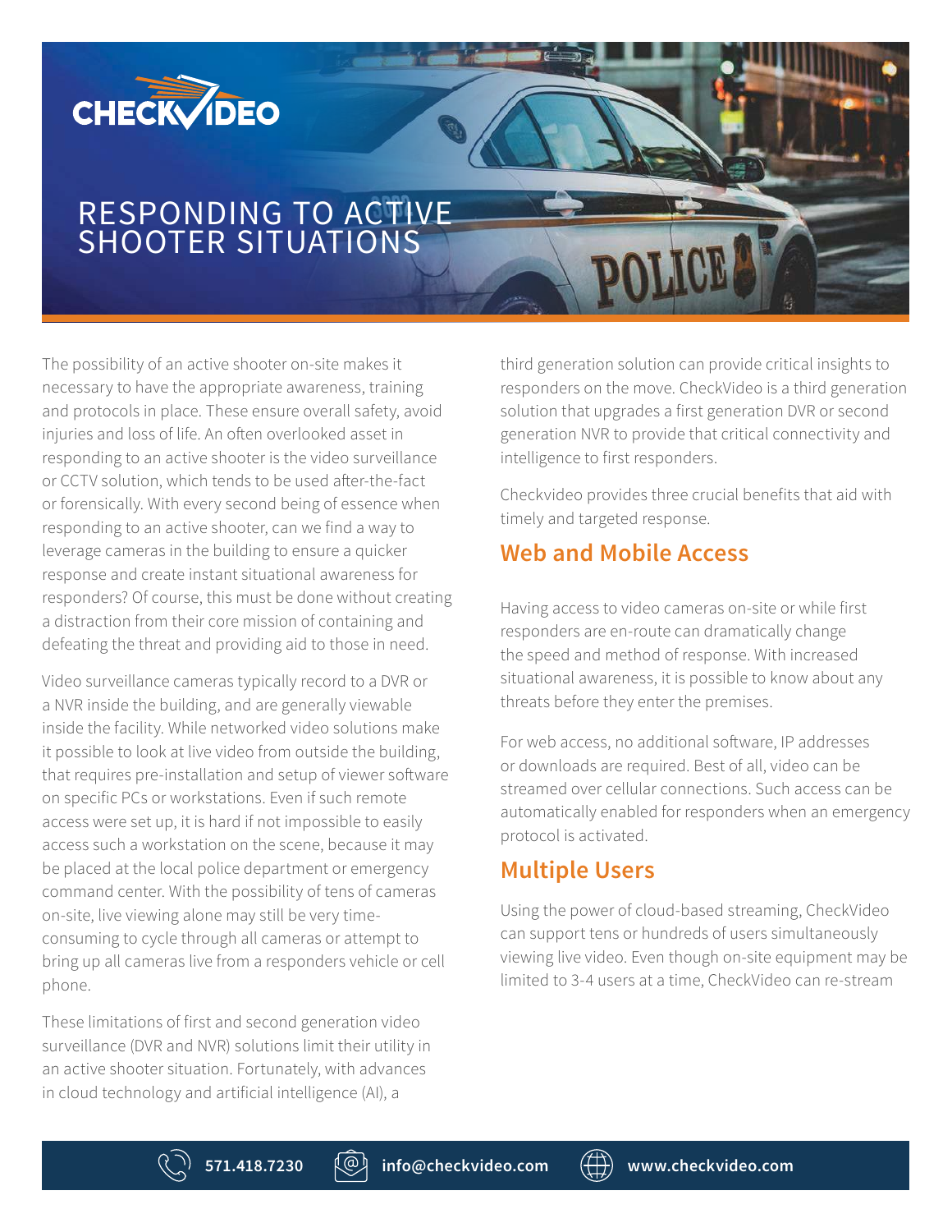# RESPONDING TO ACTIVE SHOOTER SITUATIONS

The possibility of an active shooter on-site makes it necessary to have the appropriate awareness, training and protocols in place. These ensure overall safety, avoid injuries and loss of life. An often overlooked asset in responding to an active shooter is the video surveillance or CCTV solution, which tends to be used after-the-fact or forensically. With every second being of essence when responding to an active shooter, can we find a way to leverage cameras in the building to ensure a quicker response and create instant situational awareness for responders? Of course, this must be done without creating a distraction from their core mission of containing and defeating the threat and providing aid to those in need.

Video surveillance cameras typically record to a DVR or a NVR inside the building, and are generally viewable inside the facility. While networked video solutions make it possible to look at live video from outside the building, that requires pre-installation and setup of viewer software on specific PCs or workstations. Even if such remote access were set up, it is hard if not impossible to easily access such a workstation on the scene, because it may be placed at the local police department or emergency command center. With the possibility of tens of cameras on-site, live viewing alone may still be very time-consuming to cycle through all cameras or attempt to bring up all cameras live from a responders vehicle or cell phone.

These limitations of first and second generation video surveillance (DVR and NVR) solutions limit their utility in an active shooter situation. Fortunately, with advances in cloud technology and artificial intelligence (AI), a third generation solution can provide critical insights to responders on the move. CheckVideo is a third generation solution that upgrades a first generation DVR or second generation NVR to provide that critical connectivity and intelligence to first responders.

Checkvideo provides three crucial benefits that aid with timely and targeted response.

## Web and Mobile Access

Having access to video cameras on-site or while first responders are en-route can dramatically change the speed and method of response. With increased situational awareness, it is possible to know about any threats before they enter the premises.

For web access, no additional software, IP addresses or downloads are required. Best of all, video can be streamed over cellular connections. Such access can be automatically enabled for responders when an emergency protocol is activated.

## Multiple Users

Using the power of cloud-based streaming, CheckVideo can support tens or hundreds of users simultaneously viewing live video. Even though on-site equipment may be limited to 3-4 users at a time, CheckVideo can re-stream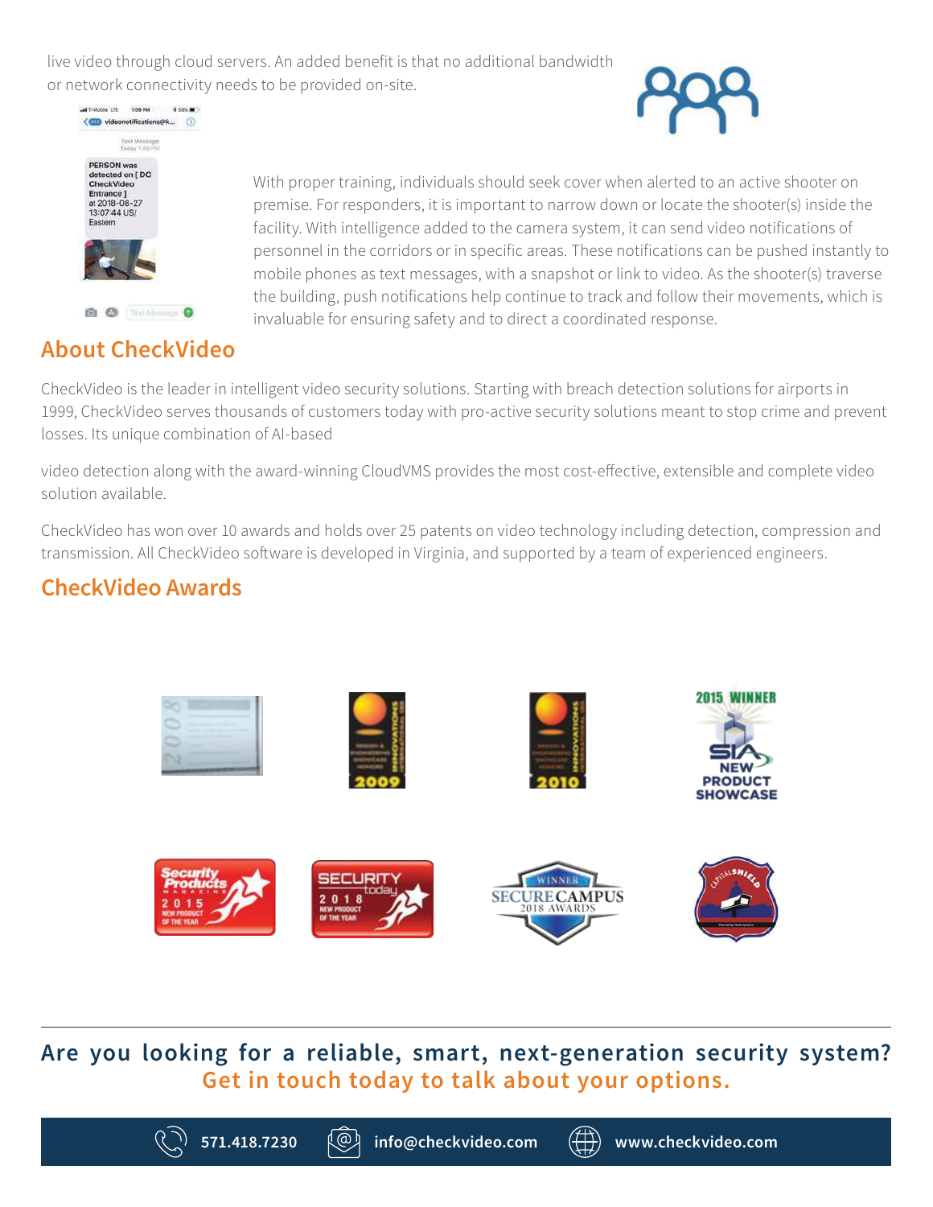live video through cloud servers. An added benefit is that no additional bandwidth or network connectivity needs to be provided on-site.

With proper training, individuals should seek cover when alerted to an active shooter on premise. For responders, it is important to narrow down or locate the shooter(s) inside the facility. With intelligence added to the camera system, it can send video notifications of personnel in the corridors or in specific areas. These notifications can be pushed instantly to mobile phones as text messages, with a snapshot or link to video. As the shooter(s) traverse the building, push notifications help continue to track and follow their movements, which is invaluable for ensuring safety and to direct a coordinated response.

## About CheckVideo

CheckVideo is the leader in intelligent video security solutions. Starting with breach detection solutions for airports in 1999, CheckVideo serves thousands of customers today with pro-active security solutions meant to stop crime and prevent losses. Its unique combination of AI-based

video detection along with the award-winning CloudVMS provides the most cost-effective, extensible and complete video solution available.

CheckVideo has won over 10 awards and holds over 25 patents on video technology including detection, compression and transmission. All CheckVideo software is developed in Virginia, and supported by a team of experienced engineers.

## CheckVideo Awards

**Are you looking for a reliable, smart, next-generation security system?**
**Get in touch today to talk about your options.**

571.418.7230 | info@checkvideo.com | www.checkvideo.com